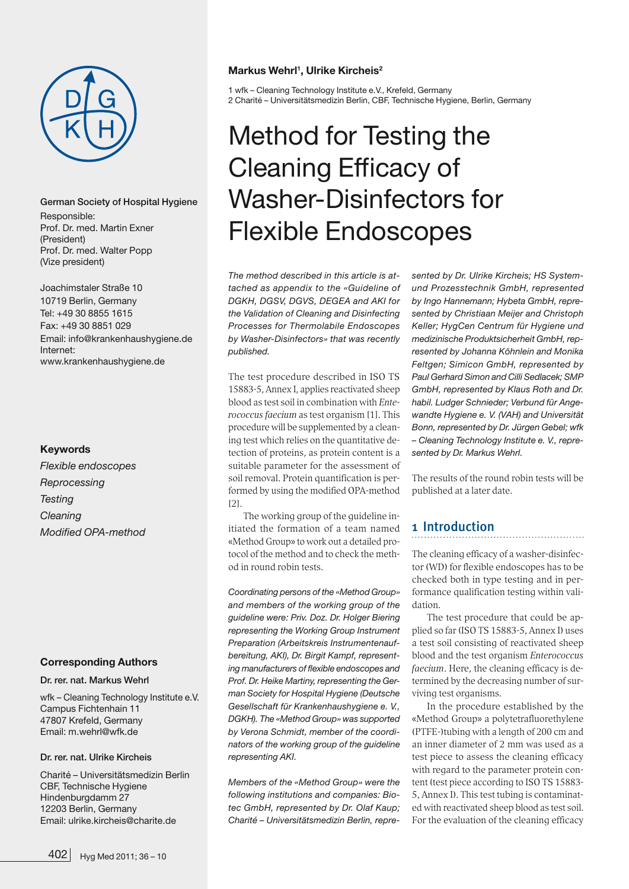German Society of Hospital Hygiene

Responsible:
Prof. Dr. med. Martin Exner (President)
Prof. Dr. med. Walter Popp (Vize president)

Joachimstaler Straße 10
10719 Berlin, Germany
Tel: +49 30 8855 1615
Fax: +49 30 8851 029
Email: info@krankenhaushygiene.de
Internet: www.krankenhaushygiene.de

**Keywords**

*Flexible endoscopes*
*Reprocessing*
*Testing*
*Cleaning*
*Modified OPA-method*

**Corresponding Authors**

**Dr. rer. nat. Markus Wehrl**

wfk – Cleaning Technology Institute e.V.
Campus Fichtenhain 11
47807 Krefeld, Germany
Email: m.wehrl@wfk.de

**Dr. rer. nat. Ulrike Kircheis**

Charité – Universitätsmedizin Berlin
CBF, Technische Hygiene
Hindenburgdamm 27
12203 Berlin, Germany
Email: ulrike.kircheis@charite.de

**Markus Wehrl[1], Ulrike Kircheis[2]**

1 wfk – Cleaning Technology Institute e.V., Krefeld, Germany
2 Charité – Universitätsmedizin Berlin, CBF, Technische Hygiene, Berlin, Germany

# Method for Testing the Cleaning Efficacy of Washer-Disinfectors for Flexible Endoscopes

*The method described in this article is attached as appendix to the «Guideline of DGKH, DGSV, DGVS, DEGEA and AKI for the Validation of Cleaning and Disinfecting Processes for Thermolabile Endoscopes by Washer-Disinfectors» that was recently published.*

The test procedure described in ISO TS 15883-5, Annex I, applies reactivated sheep blood as test soil in combination with *Enterococcus faecium* as test organism [1]. This procedure will be supplemented by a cleaning test which relies on the quantitative detection of proteins, as protein content is a suitable parameter for the assessment of soil removal. Protein quantification is performed by using the modified OPA-method [2].

The working group of the guideline initiated the formation of a team named «Method Group» to work out a detailed protocol of the method and to check the method in round robin tests.

*Coordinating persons of the «Method Group» and members of the working group of the guideline were: Priv. Doz. Dr. Holger Biering representing the Working Group Instrument Preparation (Arbeitskreis Instrumentenaufbereitung, AKI), Dr. Birgit Kampf, representing manufacturers of flexible endoscopes and Prof. Dr. Heike Martiny, representing the German Society for Hospital Hygiene (Deutsche Gesellschaft für Krankenhaushygiene e. V., DGKH). The «Method Group» was supported by Verona Schmidt, member of the coordinators of the working group of the guideline representing AKI.*

*Members of the «Method Group» were the following institutions and companies: Biotec GmbH, represented by Dr. Olaf Kaup; Charité – Universitätsmedizin Berlin, represented by Dr. Ulrike Kircheis; HS System- und Prozesstechnik GmbH, represented by Ingo Hannemann; Hybeta GmbH, represented by Christiaan Meijer and Christoph Keller; HygCen Centrum für Hygiene und medizinische Produktsicherheit GmbH, represented by Johanna Köhnlein and Monika Feltgen; Simicon GmbH, represented by Paul Gerhard Simon and Cilli Sedlacek; SMP GmbH, represented by Klaus Roth and Dr. habil. Ludger Schnieder; Verbund für Angewandte Hygiene e. V. (VAH) and Universität Bonn, represented by Dr. Jürgen Gebel; wfk – Cleaning Technology Institute e. V., represented by Dr. Markus Wehrl.*

The results of the round robin tests will be published at a later date.

## 1 Introduction

The cleaning efficacy of a washer-disinfector (WD) for flexible endoscopes has to be checked both in type testing and in performance qualification testing within validation.

The test procedure that could be applied so far (ISO TS 15883-5, Annex I) uses a test soil consisting of reactivated sheep blood and the test organism *Enterococcus faecium*. Here, the cleaning efficacy is determined by the decreasing number of surviving test organisms.

In the procedure established by the «Method Group» a polytetrafluorethylene (PTFE-)tubing with a length of 200 cm and an inner diameter of 2 mm was used as a test piece to assess the cleaning efficacy with regard to the parameter protein content (test piece according to ISO TS 15883-5, Annex I). This test tubing is contaminated with reactivated sheep blood as test soil. For the evaluation of the cleaning efficacy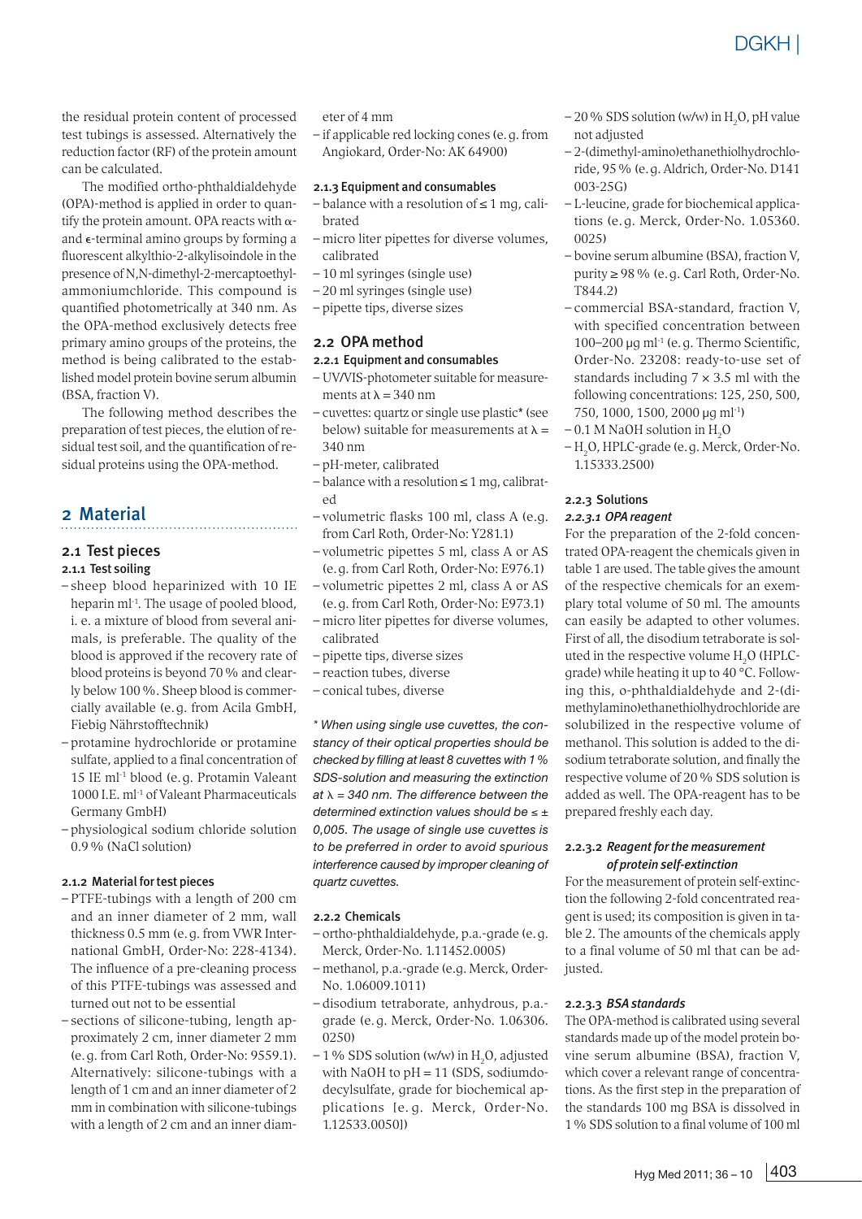the residual protein content of processed test tubings is assessed. Alternatively the reduction factor (RF) of the protein amount can be calculated.

The modified ortho-phthaldialdehyde (OPA)-method is applied in order to quantify the protein amount. OPA reacts with α- and ϵ-terminal amino groups by forming a fluorescent alkylthio-2-alkylisoindole in the presence of N,N-dimethyl-2-mercaptoethylammoniumchloride. This compound is quantified photometrically at 340 nm. As the OPA-method exclusively detects free primary amino groups of the proteins, the method is being calibrated to the established model protein bovine serum albumin (BSA, fraction V).

The following method describes the preparation of test pieces, the elution of residual test soil, and the quantification of residual proteins using the OPA-method.

## 2 Material

### 2.1 Test pieces

#### 2.1.1 Test soiling

- sheep blood heparinized with 10 IE heparin ml$^{-1}$. The usage of pooled blood, i. e. a mixture of blood from several animals, is preferable. The quality of the blood is approved if the recovery rate of blood proteins is beyond 70 % and clearly below 100 %. Sheep blood is commercially available (e. g. from Acila GmbH, Fiebig Nährstofftechnik)
- protamine hydrochloride or protamine sulfate, applied to a final concentration of 15 IE ml$^{-1}$ blood (e. g. Protamin Valeant 1000 I.E. ml$^{-1}$ of Valeant Pharmaceuticals Germany GmbH)
- physiological sodium chloride solution 0.9 % (NaCl solution)

#### 2.1.2 Material for test pieces

- PTFE-tubings with a length of 200 cm and an inner diameter of 2 mm, wall thickness 0.5 mm (e. g. from VWR International GmbH, Order-No: 228-4134). The influence of a pre-cleaning process of this PTFE-tubings was assessed and turned out not to be essential
- sections of silicone-tubing, length approximately 2 cm, inner diameter 2 mm (e. g. from Carl Roth, Order-No: 9559.1). Alternatively: silicone-tubings with a length of 1 cm and an inner diameter of 2 mm in combination with silicone-tubings with a length of 2 cm and an inner diameter of 4 mm
- if applicable red locking cones (e. g. from Angiokard, Order-No: AK 64900)

#### 2.1.3 Equipment and consumables

- balance with a resolution of ≤ 1 mg, calibrated
- micro liter pipettes for diverse volumes, calibrated
- 10 ml syringes (single use)
- 20 ml syringes (single use)
- pipette tips, diverse sizes

### 2.2 OPA method

#### 2.2.1 Equipment and consumables

- UV/VIS-photometer suitable for measurements at λ = 340 nm
- cuvettes: quartz or single use plastic* (see below) suitable for measurements at λ = 340 nm
- pH-meter, calibrated
- balance with a resolution ≤ 1 mg, calibrated
- volumetric flasks 100 ml, class A (e.g. from Carl Roth, Order-No: Y281.1)
- volumetric pipettes 5 ml, class A or AS (e. g. from Carl Roth, Order-No: E976.1)
- volumetric pipettes 2 ml, class A or AS (e. g. from Carl Roth, Order-No: E973.1)
- micro liter pipettes for diverse volumes, calibrated
- pipette tips, diverse sizes
- reaction tubes, diverse
- conical tubes, diverse

*\* When using single use cuvettes, the constancy of their optical properties should be checked by filling at least 8 cuvettes with 1 % SDS-solution and measuring the extinction at λ = 340 nm. The difference between the determined extinction values should be ≤ ± 0,005. The usage of single use cuvettes is to be preferred in order to avoid spurious interference caused by improper cleaning of quartz cuvettes.*

#### 2.2.2 Chemicals

- ortho-phthaldialdehyde, p.a.-grade (e. g. Merck, Order-No. 1.11452.0005)
- methanol, p.a.-grade (e.g. Merck, Order-No. 1.06009.1011)
- disodium tetraborate, anhydrous, p.a.-grade (e. g. Merck, Order-No. 1.06306.0250)
- 1 % SDS solution (w/w) in $H_2O$, adjusted with NaOH to pH = 11 (SDS, sodiumdodecylsulfate, grade for biochemical applications [e. g. Merck, Order-No. 1.12533.0050])
- 20 % SDS solution (w/w) in $H_2O$, pH value not adjusted
- 2-(dimethyl-amino)ethanethiolhydrochloride, 95 % (e. g. Aldrich, Order-No. D141 003-25G)
- L-leucine, grade for biochemical applications (e. g. Merck, Order-No. 1.05360.0025)
- bovine serum albumine (BSA), fraction V, purity ≥ 98 % (e. g. Carl Roth, Order-No. T844.2)
- commercial BSA-standard, fraction V, with specified concentration between 100–200 µg ml$^{-1}$ (e. g. Thermo Scientific, Order-No. 23208: ready-to-use set of standards including 7 × 3.5 ml with the following concentrations: 125, 250, 500, 750, 1000, 1500, 2000 µg ml$^{-1}$)
- 0.1 M NaOH solution in $H_2O$
- $H_2O$, HPLC-grade (e. g. Merck, Order-No. 1.15333.2500)

#### 2.2.3 Solutions

##### *2.2.3.1 OPA reagent*

For the preparation of the 2-fold concentrated OPA-reagent the chemicals given in table 1 are used. The table gives the amount of the respective chemicals for an exemplary total volume of 50 ml. The amounts can easily be adapted to other volumes. First of all, the disodium tetraborate is soluted in the respective volume $H_2O$ (HPLC-grade) while heating it up to 40 °C. Following this, o-phthaldialdehyde and 2-(dimethylamino)ethanethiolhydrochloride are solubilized in the respective volume of methanol. This solution is added to the disodium tetraborate solution, and finally the respective volume of 20 % SDS solution is added as well. The OPA-reagent has to be prepared freshly each day.

##### *2.2.3.2 Reagent for the measurement of protein self-extinction*

For the measurement of protein self-extinction the following 2-fold concentrated reagent is used; its composition is given in table 2. The amounts of the chemicals apply to a final volume of 50 ml that can be adjusted.

##### *2.2.3.3 BSA standards*

The OPA-method is calibrated using several standards made up of the model protein bovine serum albumine (BSA), fraction V, which cover a relevant range of concentrations. As the first step in the preparation of the standards 100 mg BSA is dissolved in 1 % SDS solution to a final volume of 100 ml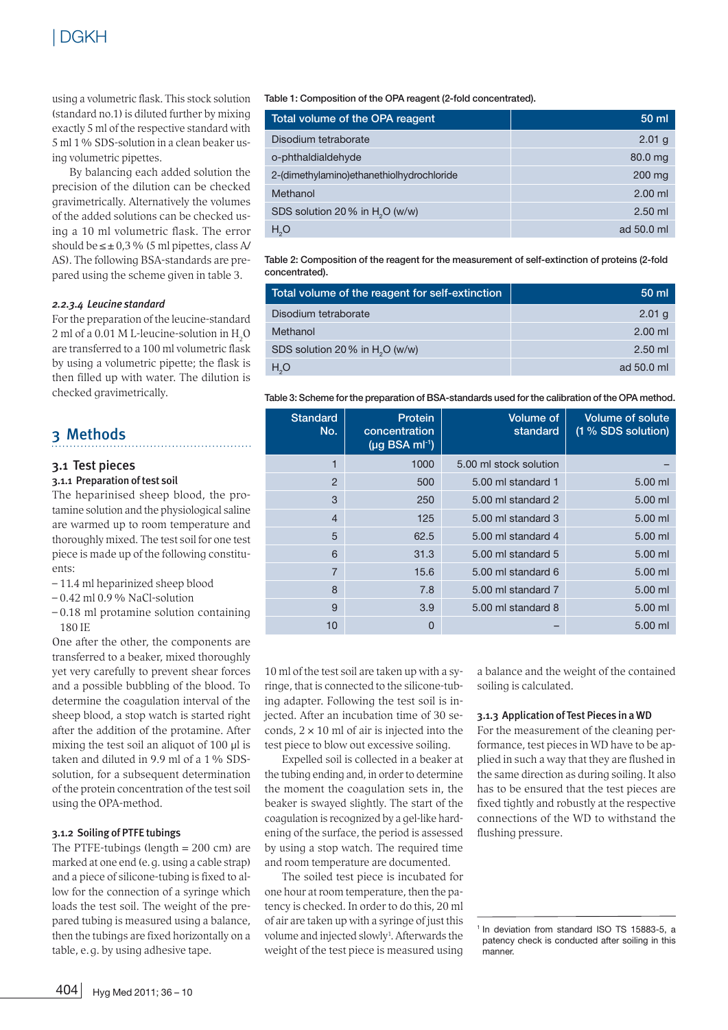using a volumetric flask. This stock solution (standard no.1) is diluted further by mixing exactly 5 ml of the respective standard with 5 ml 1 % SDS-solution in a clean beaker using volumetric pipettes.

By balancing each added solution the precision of the dilution can be checked gravimetrically. Alternatively the volumes of the added solutions can be checked using a 10 ml volumetric flask. The error should be ≤ ± 0,3 % (5 ml pipettes, class A/AS). The following BSA-standards are prepared using the scheme given in table 3.

#### *2.2.3.4 Leucine standard*

For the preparation of the leucine-standard 2 ml of a 0.01 M L-leucine-solution in $H_2O$ are transferred to a 100 ml volumetric flask by using a volumetric pipette; the flask is then filled up with water. The dilution is checked gravimetrically.

Table 1: Composition of the OPA reagent (2-fold concentrated).

| Total volume of the OPA reagent | 50 ml |
|---|---|
| Disodium tetraborate | 2.01 g |
| o-phthaldialdehyde | 80.0 mg |
| 2-(dimethylamino)ethanethiolhydrochloride | 200 mg |
| Methanol | 2.00 ml |
| SDS solution 20 % in $H_2O$ (w/w) | 2.50 ml |
| $H_2O$ | ad 50.0 ml |

Table 2: Composition of the reagent for the measurement of self-extinction of proteins (2-fold concentrated).

| Total volume of the reagent for self-extinction | 50 ml |
|---|---|
| Disodium tetraborate | 2.01 g |
| Methanol | 2.00 ml |
| SDS solution 20 % in $H_2O$ (w/w) | 2.50 ml |
| $H_2O$ | ad 50.0 ml |

Table 3: Scheme for the preparation of BSA-standards used for the calibration of the OPA method.

| Standard No. | Protein concentration (µg BSA ml$^{-1}$) | Volume of standard | Volume of solute (1 % SDS solution) |
|---|---|---|---|
| 1 | 1000 | 5.00 ml stock solution | – |
| 2 | 500 | 5.00 ml standard 1 | 5.00 ml |
| 3 | 250 | 5.00 ml standard 2 | 5.00 ml |
| 4 | 125 | 5.00 ml standard 3 | 5.00 ml |
| 5 | 62.5 | 5.00 ml standard 4 | 5.00 ml |
| 6 | 31.3 | 5.00 ml standard 5 | 5.00 ml |
| 7 | 15.6 | 5.00 ml standard 6 | 5.00 ml |
| 8 | 7.8 | 5.00 ml standard 7 | 5.00 ml |
| 9 | 3.9 | 5.00 ml standard 8 | 5.00 ml |
| 10 | 0 | – | 5.00 ml |

## 3 Methods

### 3.1 Test pieces

#### 3.1.1 Preparation of test soil

The heparinised sheep blood, the protamine solution and the physiological saline are warmed up to room temperature and thoroughly mixed. The test soil for one test piece is made up of the following constituents:

- 11.4 ml heparinized sheep blood
- 0.42 ml 0.9 % NaCl-solution
- 0.18 ml protamine solution containing 180 IE

One after the other, the components are transferred to a beaker, mixed thoroughly yet very carefully to prevent shear forces and a possible bubbling of the blood. To determine the coagulation interval of the sheep blood, a stop watch is started right after the addition of the protamine. After mixing the test soil an aliquot of 100 µl is taken and diluted in 9.9 ml of a 1 % SDS-solution, for a subsequent determination of the protein concentration of the test soil using the OPA-method.

#### 3.1.2 Soiling of PTFE tubings

The PTFE-tubings (length = 200 cm) are marked at one end (e. g. using a cable strap) and a piece of silicone-tubing is fixed to allow for the connection of a syringe which loads the test soil. The weight of the prepared tubing is measured using a balance, then the tubings are fixed horizontally on a table, e. g. by using adhesive tape.

10 ml of the test soil are taken up with a syringe, that is connected to the silicone-tubing adapter. Following the test soil is injected. After an incubation time of 30 seconds, 2 × 10 ml of air is injected into the test piece to blow out excessive soiling.

Expelled soil is collected in a beaker at the tubing ending and, in order to determine the moment the coagulation sets in, the beaker is swayed slightly. The start of the coagulation is recognized by a gel-like hardening of the surface, the period is assessed by using a stop watch. The required time and room temperature are documented.

The soiled test piece is incubated for one hour at room temperature, then the patency is checked. In order to do this, 20 ml of air are taken up with a syringe of just this volume and injected slowly[1]. Afterwards the weight of the test piece is measured using a balance and the weight of the contained soiling is calculated.

#### 3.1.3 Application of Test Pieces in a WD

For the measurement of the cleaning performance, test pieces in WD have to be applied in such a way that they are flushed in the same direction as during soiling. It also has to be ensured that the test pieces are fixed tightly and robustly at the respective connections of the WD to withstand the flushing pressure.

[1] In deviation from standard ISO TS 15883-5, a patency check is conducted after soiling in this manner.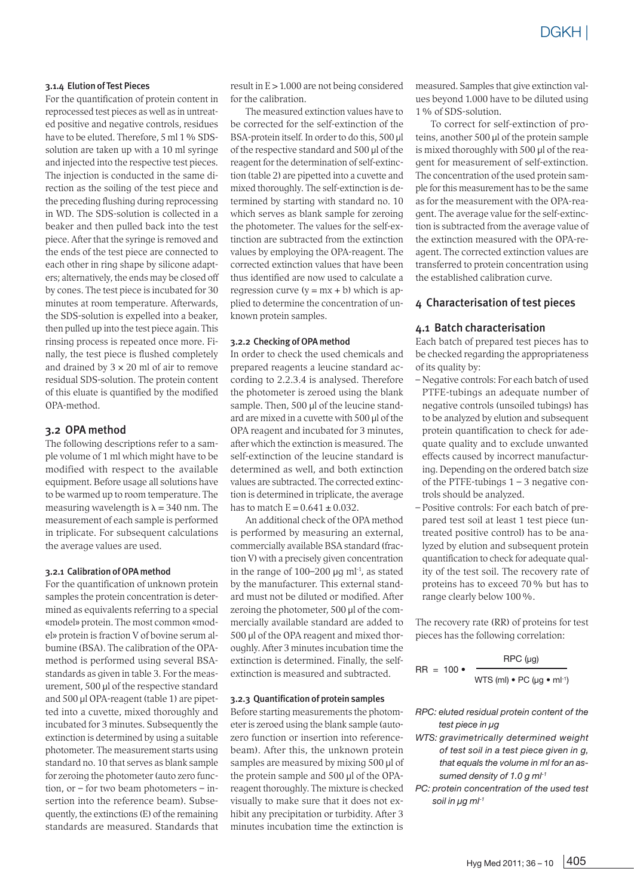### 3.1.4 Elution of Test Pieces

For the quantification of protein content in reprocessed test pieces as well as in untreated positive and negative controls, residues have to be eluted. Therefore, 5 ml 1 % SDS-solution are taken up with a 10 ml syringe and injected into the respective test pieces. The injection is conducted in the same direction as the soiling of the test piece and the preceding flushing during reprocessing in WD. The SDS-solution is collected in a beaker and then pulled back into the test piece. After that the syringe is removed and the ends of the test piece are connected to each other in ring shape by silicone adapters; alternatively, the ends may be closed off by cones. The test piece is incubated for 30 minutes at room temperature. Afterwards, the SDS-solution is expelled into a beaker, then pulled up into the test piece again. This rinsing process is repeated once more. Finally, the test piece is flushed completely and drained by 3 × 20 ml of air to remove residual SDS-solution. The protein content of this eluate is quantified by the modified OPA-method.

## 3.2 OPA method

The following descriptions refer to a sample volume of 1 ml which might have to be modified with respect to the available equipment. Before usage all solutions have to be warmed up to room temperature. The measuring wavelength is $\lambda = 340$ nm. The measurement of each sample is performed in triplicate. For subsequent calculations the average values are used.

### 3.2.1 Calibration of OPA method

For the quantification of unknown protein samples the protein concentration is determined as equivalents referring to a special «model» protein. The most common «model» protein is fraction V of bovine serum albumine (BSA). The calibration of the OPA-method is performed using several BSA-standards as given in table 3. For the measurement, 500 µl of the respective standard and 500 µl OPA-reagent (table 1) are pipetted into a cuvette, mixed thoroughly and incubated for 3 minutes. Subsequently the extinction is determined by using a suitable photometer. The measurement starts using standard no. 10 that serves as blank sample for zeroing the photometer (auto zero function, or – for two beam photometers – insertion into the reference beam). Subsequently, the extinctions (E) of the remaining standards are measured. Standards that result in E > 1.000 are not being considered for the calibration.

The measured extinction values have to be corrected for the self-extinction of the BSA-protein itself. In order to do this, 500 µl of the respective standard and 500 µl of the reagent for the determination of self-extinction (table 2) are pipetted into a cuvette and mixed thoroughly. The self-extinction is determined by starting with standard no. 10 which serves as blank sample for zeroing the photometer. The values for the self-extinction are subtracted from the extinction values by employing the OPA-reagent. The corrected extinction values that have been thus identified are now used to calculate a regression curve ($y = mx + b$) which is applied to determine the concentration of unknown protein samples.

### 3.2.2 Checking of OPA method

In order to check the used chemicals and prepared reagents a leucine standard according to 2.2.3.4 is analysed. Therefore the photometer is zeroed using the blank sample. Then, 500 µl of the leucine standard are mixed in a cuvette with 500 µl of the OPA reagent and incubated for 3 minutes, after which the extinction is measured. The self-extinction of the leucine standard is determined as well, and both extinction values are subtracted. The corrected extinction is determined in triplicate, the average has to match $E = 0.641 \pm 0.032$.

An additional check of the OPA method is performed by measuring an external, commercially available BSA standard (fraction V) with a precisely given concentration in the range of 100–200 µg ml$^{-1}$, as stated by the manufacturer. This external standard must not be diluted or modified. After zeroing the photometer, 500 µl of the commercially available standard are added to 500 µl of the OPA reagent and mixed thoroughly. After 3 minutes incubation time the extinction is determined. Finally, the self-extinction is measured and subtracted.

### 3.2.3 Quantification of protein samples

Before starting measurements the photometer is zeroed using the blank sample (auto-zero function or insertion into reference-beam). After this, the unknown protein samples are measured by mixing 500 µl of the protein sample and 500 µl of the OPA-reagent thoroughly. The mixture is checked visually to make sure that it does not exhibit any precipitation or turbidity. After 3 minutes incubation time the extinction is measured. Samples that give extinction values beyond 1.000 have to be diluted using 1 % of SDS-solution.

To correct for self-extinction of proteins, another 500 µl of the protein sample is mixed thoroughly with 500 µl of the reagent for measurement of self-extinction. The concentration of the used protein sample for this measurement has to be the same as for the measurement with the OPA-reagent. The average value for the self-extinction is subtracted from the average value of the extinction measured with the OPA-reagent. The corrected extinction values are transferred to protein concentration using the established calibration curve.

## 4 Characterisation of test pieces

## 4.1 Batch characterisation

Each batch of prepared test pieces has to be checked regarding the appropriateness of its quality by:

- Negative controls: For each batch of used PTFE-tubings an adequate number of negative controls (unsoiled tubings) has to be analyzed by elution and subsequent protein quantification to check for adequate quality and to exclude unwanted effects caused by incorrect manufacturing. Depending on the ordered batch size of the PTFE-tubings 1 – 3 negative controls should be analyzed.
- Positive controls: For each batch of prepared test soil at least 1 test piece (untreated positive control) has to be analyzed by elution and subsequent protein quantification to check for adequate quality of the test soil. The recovery rate of proteins has to exceed 70 % but has to range clearly below 100 %.

The recovery rate (RR) of proteins for test pieces has the following correlation:

$$RR = 100 \bullet \frac{RPC\ (\mu g)}{WTS\ (ml) \bullet PC\ (\mu g \bullet ml^{-1})}$$

*RPC: eluted residual protein content of the test piece in µg*

*WTS: gravimetrically determined weight of test soil in a test piece given in g, that equals the volume in ml for an assumed density of 1.0 g ml$^{-1}$*

*PC: protein concentration of the used test soil in µg ml$^{-1}$*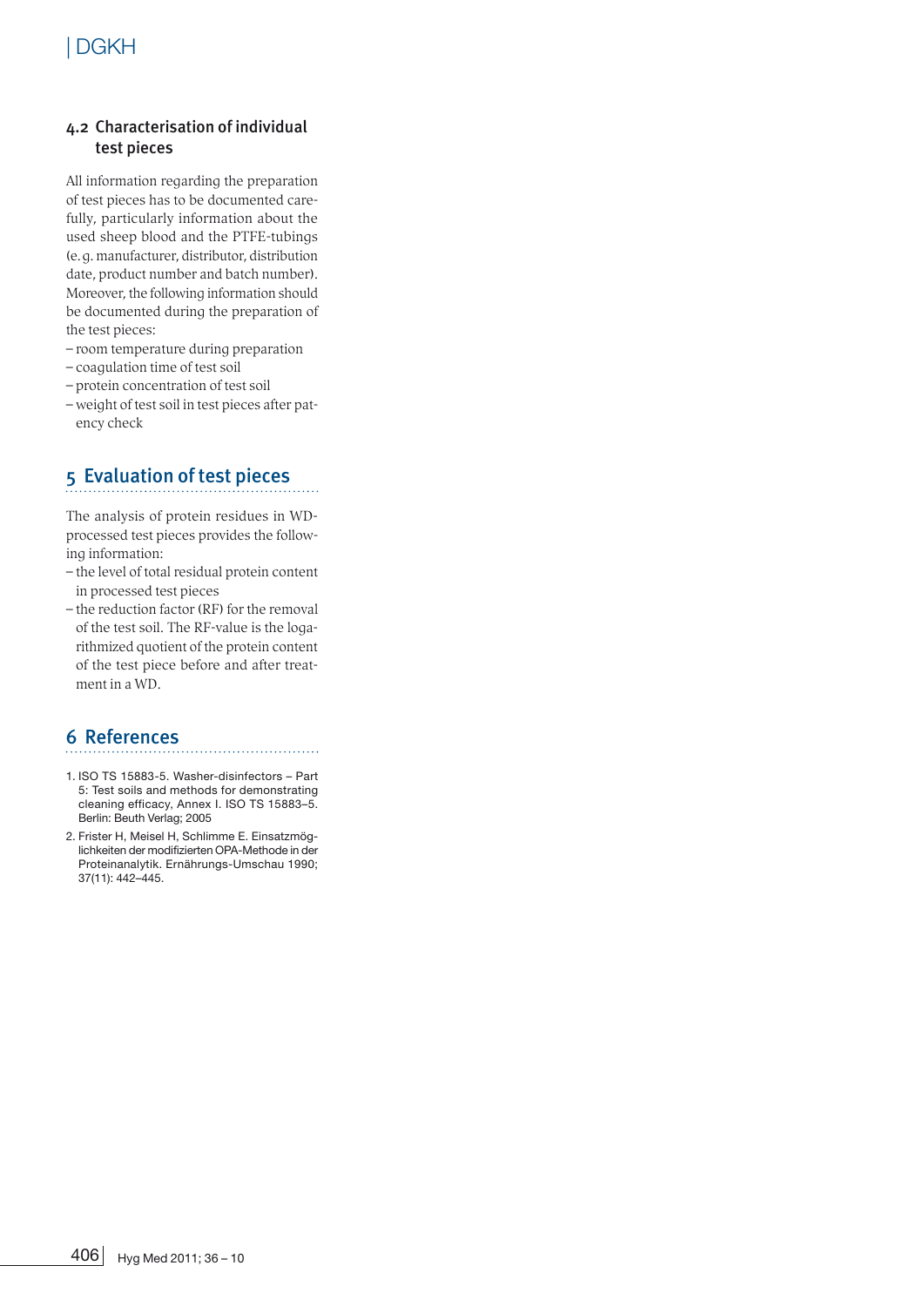### 4.2 Characterisation of individual test pieces

All information regarding the preparation of test pieces has to be documented carefully, particularly information about the used sheep blood and the PTFE-tubings (e. g. manufacturer, distributor, distribution date, product number and batch number). Moreover, the following information should be documented during the preparation of the test pieces:

- room temperature during preparation
- coagulation time of test soil
- protein concentration of test soil
- weight of test soil in test pieces after patency check

## 5 Evaluation of test pieces

The analysis of protein residues in WD-processed test pieces provides the following information:

- the level of total residual protein content in processed test pieces
- the reduction factor (RF) for the removal of the test soil. The RF-value is the logarithmized quotient of the protein content of the test piece before and after treatment in a WD.

## 6 References

1. ISO TS 15883-5. Washer-disinfectors – Part 5: Test soils and methods for demonstrating cleaning efficacy, Annex I. ISO TS 15883–5. Berlin: Beuth Verlag; 2005
2. Frister H, Meisel H, Schlimme E. Einsatzmöglichkeiten der modifizierten OPA-Methode in der Proteinanalytik. Ernährungs-Umschau 1990; 37(11): 442–445.